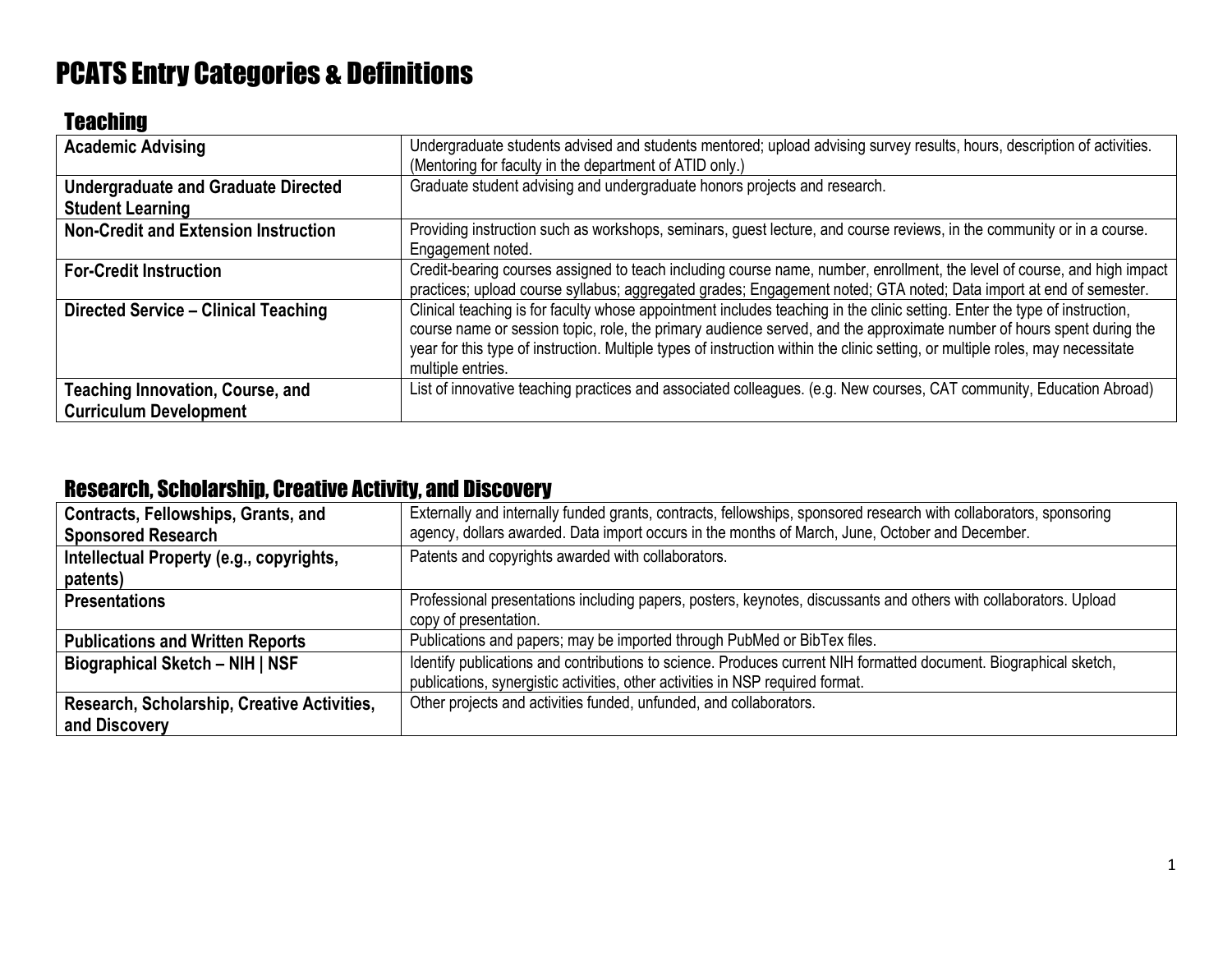# PCATS Entry Categories & Definitions

## Teaching

| | |
|---|---|
| **Academic Advising** | Undergraduate students advised and students mentored; upload advising survey results, hours, description of activities. (Mentoring for faculty in the department of ATID only.) |
| **Undergraduate and Graduate Directed Student Learning** | Graduate student advising and undergraduate honors projects and research. |
| **Non-Credit and Extension Instruction** | Providing instruction such as workshops, seminars, guest lecture, and course reviews, in the community or in a course. Engagement noted. |
| **For-Credit Instruction** | Credit-bearing courses assigned to teach including course name, number, enrollment, the level of course, and high impact practices; upload course syllabus; aggregated grades; Engagement noted; GTA noted; Data import at end of semester. |
| **Directed Service – Clinical Teaching** | Clinical teaching is for faculty whose appointment includes teaching in the clinic setting. Enter the type of instruction, course name or session topic, role, the primary audience served, and the approximate number of hours spent during the year for this type of instruction. Multiple types of instruction within the clinic setting, or multiple roles, may necessitate multiple entries. |
| **Teaching Innovation, Course, and Curriculum Development** | List of innovative teaching practices and associated colleagues. (e.g. New courses, CAT community, Education Abroad) |

## Research, Scholarship, Creative Activity, and Discovery

| | |
|---|---|
| **Contracts, Fellowships, Grants, and Sponsored Research** | Externally and internally funded grants, contracts, fellowships, sponsored research with collaborators, sponsoring agency, dollars awarded. Data import occurs in the months of March, June, October and December. |
| **Intellectual Property (e.g., copyrights, patents)** | Patents and copyrights awarded with collaborators. |
| **Presentations** | Professional presentations including papers, posters, keynotes, discussants and others with collaborators. Upload copy of presentation. |
| **Publications and Written Reports** | Publications and papers; may be imported through PubMed or BibTex files. |
| **Biographical Sketch – NIH \| NSF** | Identify publications and contributions to science. Produces current NIH formatted document. Biographical sketch, publications, synergistic activities, other activities in NSP required format. |
| **Research, Scholarship, Creative Activities, and Discovery** | Other projects and activities funded, unfunded, and collaborators. |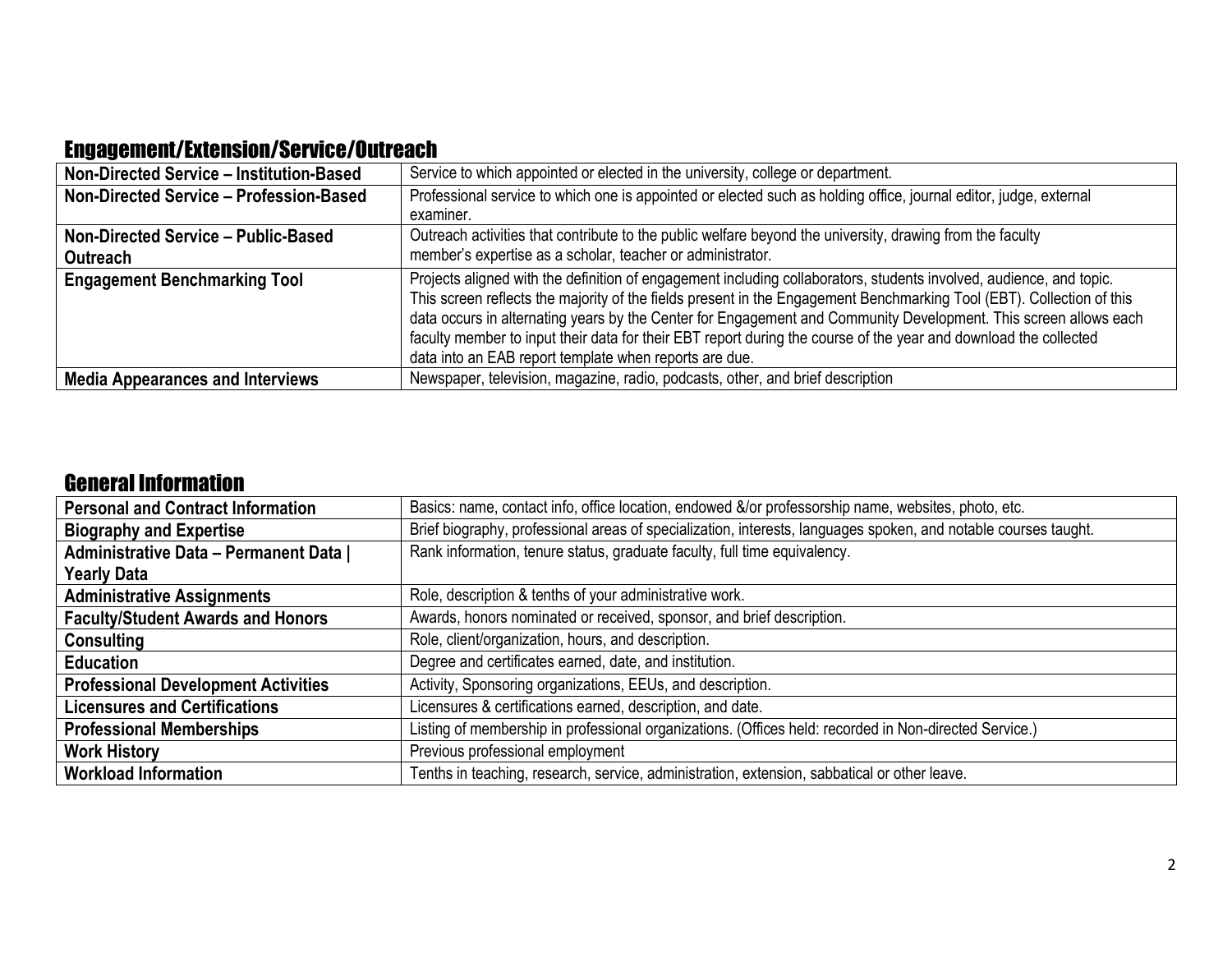## Engagement/Extension/Service/Outreach

| | |
|---|---|
| **Non-Directed Service – Institution-Based** | Service to which appointed or elected in the university, college or department. |
| **Non-Directed Service – Profession-Based** | Professional service to which one is appointed or elected such as holding office, journal editor, judge, external examiner. |
| **Non-Directed Service – Public-Based Outreach** | Outreach activities that contribute to the public welfare beyond the university, drawing from the faculty member's expertise as a scholar, teacher or administrator. |
| **Engagement Benchmarking Tool** | Projects aligned with the definition of engagement including collaborators, students involved, audience, and topic. This screen reflects the majority of the fields present in the Engagement Benchmarking Tool (EBT). Collection of this data occurs in alternating years by the Center for Engagement and Community Development. This screen allows each faculty member to input their data for their EBT report during the course of the year and download the collected data into an EAB report template when reports are due. |
| **Media Appearances and Interviews** | Newspaper, television, magazine, radio, podcasts, other, and brief description |

## General Information

| | |
|---|---|
| **Personal and Contract Information** | Basics: name, contact info, office location, endowed &/or professorship name, websites, photo, etc. |
| **Biography and Expertise** | Brief biography, professional areas of specialization, interests, languages spoken, and notable courses taught. |
| **Administrative Data – Permanent Data \| Yearly Data** | Rank information, tenure status, graduate faculty, full time equivalency. |
| **Administrative Assignments** | Role, description & tenths of your administrative work. |
| **Faculty/Student Awards and Honors** | Awards, honors nominated or received, sponsor, and brief description. |
| **Consulting** | Role, client/organization, hours, and description. |
| **Education** | Degree and certificates earned, date, and institution. |
| **Professional Development Activities** | Activity, Sponsoring organizations, EEUs, and description. |
| **Licensures and Certifications** | Licensures & certifications earned, description, and date. |
| **Professional Memberships** | Listing of membership in professional organizations. (Offices held: recorded in Non-directed Service.) |
| **Work History** | Previous professional employment |
| **Workload Information** | Tenths in teaching, research, service, administration, extension, sabbatical or other leave. |